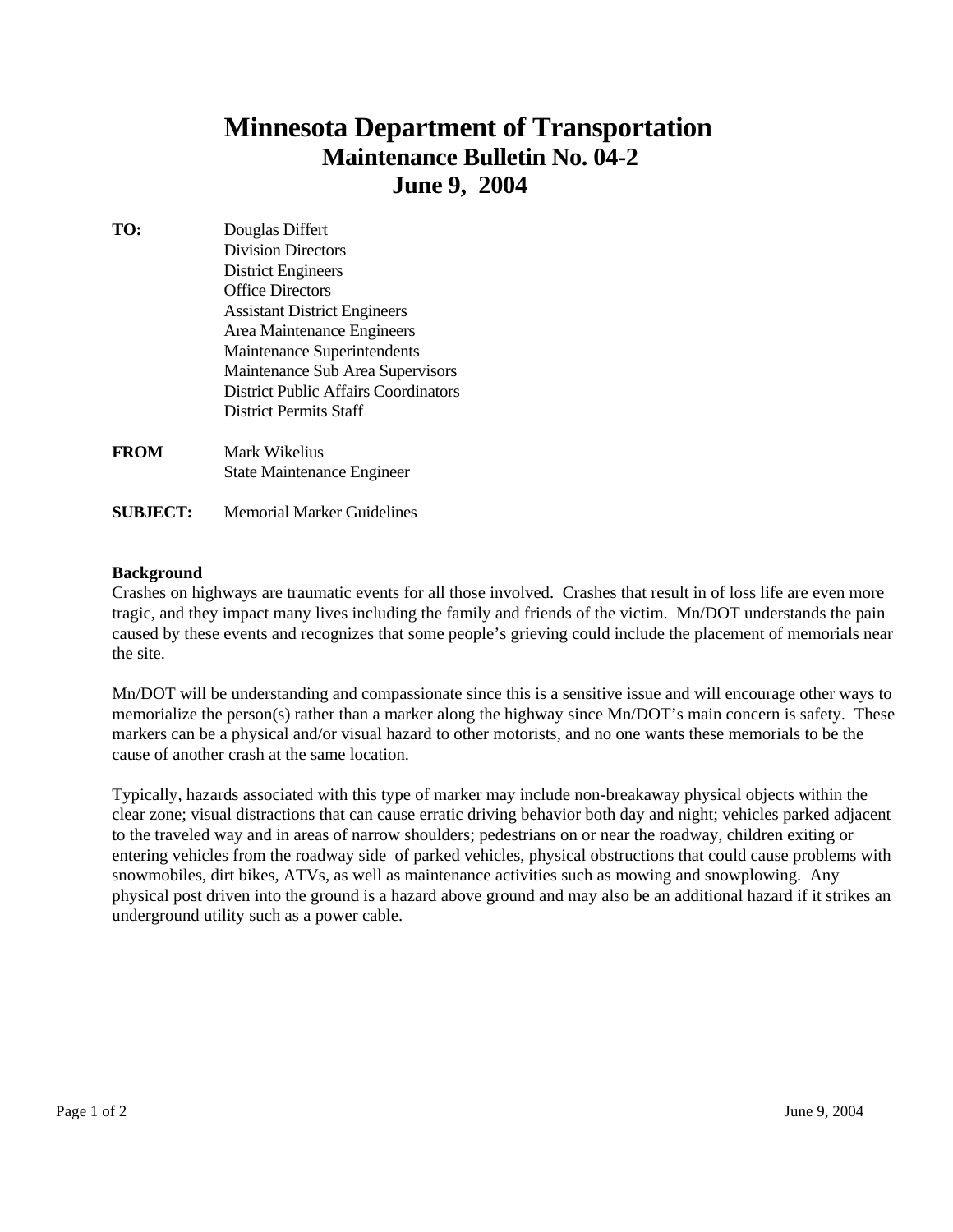# Minnesota Department of Transportation

## Maintenance Bulletin No. 04-2

## June 9, 2004

**TO:** Douglas Differt
Division Directors
District Engineers
Office Directors
Assistant District Engineers
Area Maintenance Engineers
Maintenance Superintendents
Maintenance Sub Area Supervisors
District Public Affairs Coordinators
District Permits Staff

**FROM** Mark Wikelius
State Maintenance Engineer

**SUBJECT:** Memorial Marker Guidelines

**Background**

Crashes on highways are traumatic events for all those involved. Crashes that result in of loss life are even more tragic, and they impact many lives including the family and friends of the victim. Mn/DOT understands the pain caused by these events and recognizes that some people's grieving could include the placement of memorials near the site.

Mn/DOT will be understanding and compassionate since this is a sensitive issue and will encourage other ways to memorialize the person(s) rather than a marker along the highway since Mn/DOT's main concern is safety. These markers can be a physical and/or visual hazard to other motorists, and no one wants these memorials to be the cause of another crash at the same location.

Typically, hazards associated with this type of marker may include non-breakaway physical objects within the clear zone; visual distractions that can cause erratic driving behavior both day and night; vehicles parked adjacent to the traveled way and in areas of narrow shoulders; pedestrians on or near the roadway, children exiting or entering vehicles from the roadway side of parked vehicles, physical obstructions that could cause problems with snowmobiles, dirt bikes, ATVs, as well as maintenance activities such as mowing and snowplowing. Any physical post driven into the ground is a hazard above ground and may also be an additional hazard if it strikes an underground utility such as a power cable.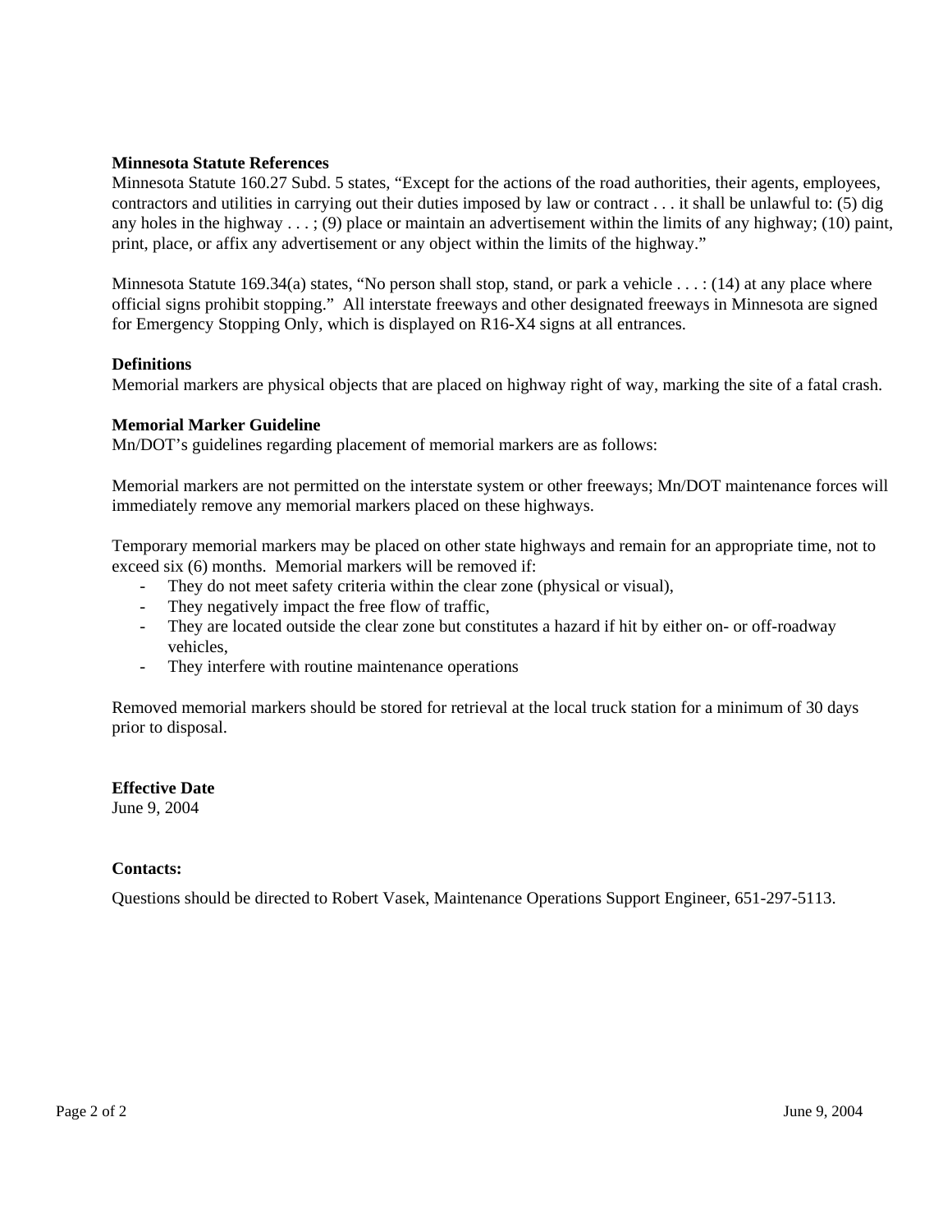**Minnesota Statute References**

Minnesota Statute 160.27 Subd. 5 states, "Except for the actions of the road authorities, their agents, employees, contractors and utilities in carrying out their duties imposed by law or contract . . . it shall be unlawful to: (5) dig any holes in the highway . . . ; (9) place or maintain an advertisement within the limits of any highway; (10) paint, print, place, or affix any advertisement or any object within the limits of the highway."

Minnesota Statute 169.34(a) states, "No person shall stop, stand, or park a vehicle . . . : (14) at any place where official signs prohibit stopping." All interstate freeways and other designated freeways in Minnesota are signed for Emergency Stopping Only, which is displayed on R16-X4 signs at all entrances.

**Definitions**

Memorial markers are physical objects that are placed on highway right of way, marking the site of a fatal crash.

**Memorial Marker Guideline**

Mn/DOT's guidelines regarding placement of memorial markers are as follows:

Memorial markers are not permitted on the interstate system or other freeways; Mn/DOT maintenance forces will immediately remove any memorial markers placed on these highways.

Temporary memorial markers may be placed on other state highways and remain for an appropriate time, not to exceed six (6) months. Memorial markers will be removed if:

- They do not meet safety criteria within the clear zone (physical or visual),
- They negatively impact the free flow of traffic,
- They are located outside the clear zone but constitutes a hazard if hit by either on- or off-roadway vehicles,
- They interfere with routine maintenance operations

Removed memorial markers should be stored for retrieval at the local truck station for a minimum of 30 days prior to disposal.

**Effective Date**

June 9, 2004

**Contacts:**

Questions should be directed to Robert Vasek, Maintenance Operations Support Engineer, 651-297-5113.